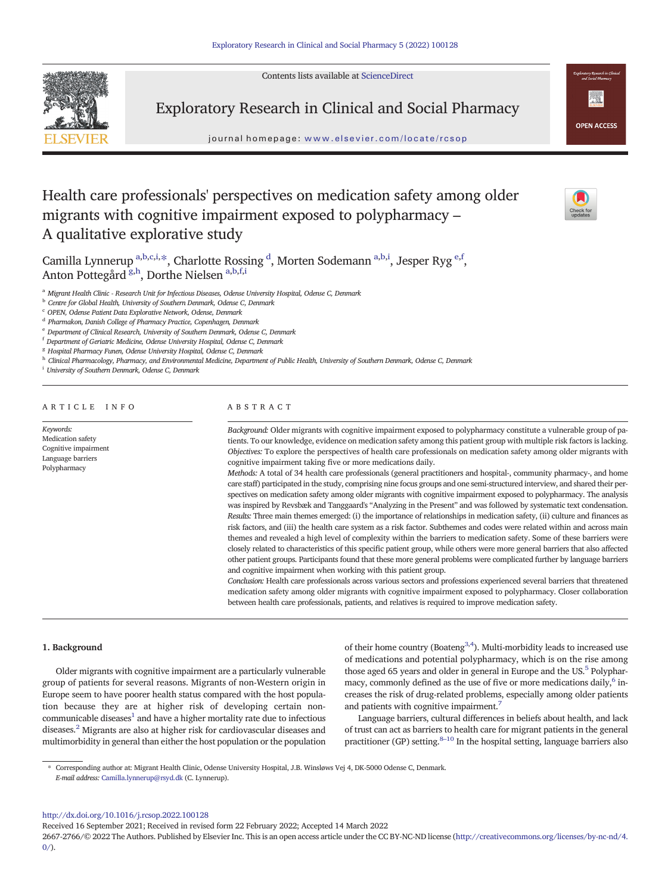# Health care professionals' perspectives on medication safety among older migrants with cognitive impairment exposed to polypharmacy – A qualitative explorative study

Camilla Lynnerup [a,b,c,i,*], Charlotte Rossing [d], Morten Sodemann [a,b,i], Jesper Ryg [e,f], Anton Pottegård [g,h], Dorthe Nielsen [a,b,f,i]

[a] Migrant Health Clinic - Research Unit for Infectious Diseases, Odense University Hospital, Odense C, Denmark
[b] Centre for Global Health, University of Southern Denmark, Odense C, Denmark
[c] OPEN, Odense Patient Data Explorative Network, Odense, Denmark
[d] Pharmakon, Danish College of Pharmacy Practice, Copenhagen, Denmark
[e] Department of Clinical Research, University of Southern Denmark, Odense C, Denmark
[f] Department of Geriatric Medicine, Odense University Hospital, Odense C, Denmark
[g] Hospital Pharmacy Funen, Odense University Hospital, Odense C, Denmark
[h] Clinical Pharmacology, Pharmacy, and Environmental Medicine, Department of Public Health, University of Southern Denmark, Odense C, Denmark
[i] University of Southern Denmark, Odense C, Denmark

## ARTICLE INFO

*Keywords:*
Medication safety
Cognitive impairment
Language barriers
Polypharmacy

## ABSTRACT

*Background:* Older migrants with cognitive impairment exposed to polypharmacy constitute a vulnerable group of patients. To our knowledge, evidence on medication safety among this patient group with multiple risk factors is lacking.

*Objectives:* To explore the perspectives of health care professionals on medication safety among older migrants with cognitive impairment taking five or more medications daily.

*Methods:* A total of 34 health care professionals (general practitioners and hospital-, community pharmacy-, and home care staff) participated in the study, comprising nine focus groups and one semi-structured interview, and shared their perspectives on medication safety among older migrants with cognitive impairment exposed to polypharmacy. The analysis was inspired by Revsbæk and Tanggaard's "Analyzing in the Present" and was followed by systematic text condensation.

*Results:* Three main themes emerged: (i) the importance of relationships in medication safety, (ii) culture and finances as risk factors, and (iii) the health care system as a risk factor. Subthemes and codes were related within and across main themes and revealed a high level of complexity within the barriers to medication safety. Some of these barriers were closely related to characteristics of this specific patient group, while others were more general barriers that also affected other patient groups. Participants found that these more general problems were complicated further by language barriers and cognitive impairment when working with this patient group.

*Conclusion:* Health care professionals across various sectors and professions experienced several barriers that threatened medication safety among older migrants with cognitive impairment exposed to polypharmacy. Closer collaboration between health care professionals, patients, and relatives is required to improve medication safety.

## 1. Background

Older migrants with cognitive impairment are a particularly vulnerable group of patients for several reasons. Migrants of non-Western origin in Europe seem to have poorer health status compared with the host population because they are at higher risk of developing certain non-communicable diseases[1] and have a higher mortality rate due to infectious diseases.[2] Migrants are also at higher risk for cardiovascular diseases and multimorbidity in general than either the host population or the population of their home country (Boateng[3,4]). Multi-morbidity leads to increased use of medications and potential polypharmacy, which is on the rise among those aged 65 years and older in general in Europe and the US.[5] Polypharmacy, commonly defined as the use of five or more medications daily,[6] increases the risk of drug-related problems, especially among older patients and patients with cognitive impairment.[7]

Language barriers, cultural differences in beliefs about health, and lack of trust can act as barriers to health care for migrant patients in the general practitioner (GP) setting.[8–10] In the hospital setting, language barriers also

* Corresponding author at: Migrant Health Clinic, Odense University Hospital, J.B. Winsløws Vej 4, DK-5000 Odense C, Denmark.
*E-mail address:* Camilla.lynnerup@rsyd.dk (C. Lynnerup).

http://dx.doi.org/10.1016/j.rcsop.2022.100128
Received 16 September 2021; Received in revised form 22 February 2022; Accepted 14 March 2022
2667-2766/© 2022 The Authors. Published by Elsevier Inc. This is an open access article under the CC BY-NC-ND license (http://creativecommons.org/licenses/by-nc-nd/4.0/).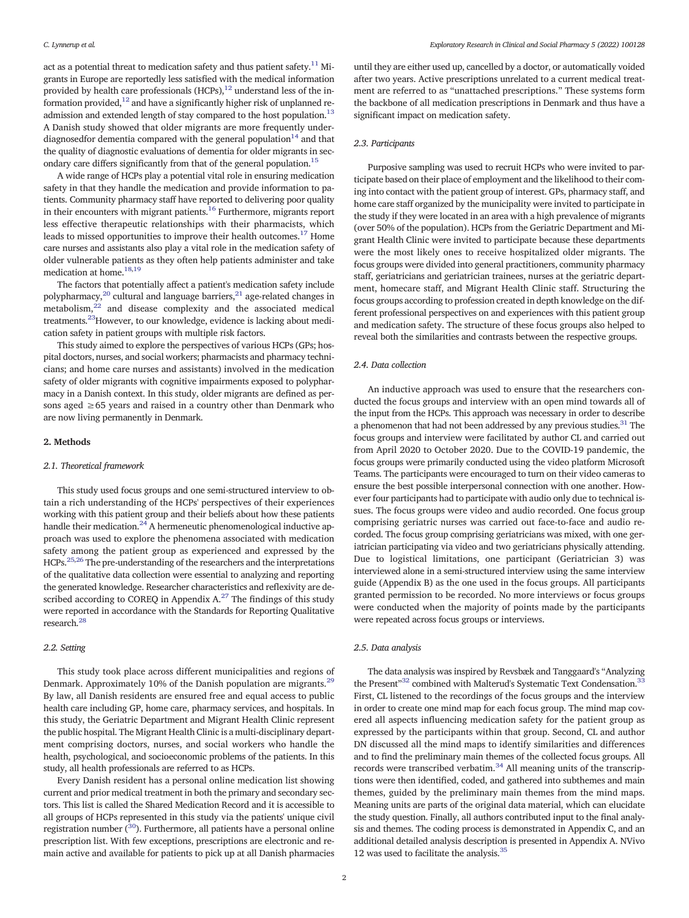act as a potential threat to medication safety and thus patient safety.[11] Migrants in Europe are reportedly less satisfied with the medical information provided by health care professionals (HCPs),[12] understand less of the information provided,[12] and have a significantly higher risk of unplanned readmission and extended length of stay compared to the host population.[13] A Danish study showed that older migrants are more frequently underdiagnosedfor dementia compared with the general population[14] and that the quality of diagnostic evaluations of dementia for older migrants in secondary care differs significantly from that of the general population.[15]

A wide range of HCPs play a potential vital role in ensuring medication safety in that they handle the medication and provide information to patients. Community pharmacy staff have reported to delivering poor quality in their encounters with migrant patients.[16] Furthermore, migrants report less effective therapeutic relationships with their pharmacists, which leads to missed opportunities to improve their health outcomes.[17] Home care nurses and assistants also play a vital role in the medication safety of older vulnerable patients as they often help patients administer and take medication at home.[18,19]

The factors that potentially affect a patient's medication safety include polypharmacy,[20] cultural and language barriers,[21] age-related changes in metabolism,[22] and disease complexity and the associated medical treatments.[23]However, to our knowledge, evidence is lacking about medication safety in patient groups with multiple risk factors.

This study aimed to explore the perspectives of various HCPs (GPs; hospital doctors, nurses, and social workers; pharmacists and pharmacy technicians; and home care nurses and assistants) involved in the medication safety of older migrants with cognitive impairments exposed to polypharmacy in a Danish context. In this study, older migrants are defined as persons aged ≥65 years and raised in a country other than Denmark who are now living permanently in Denmark.

## 2. Methods

### 2.1. Theoretical framework

This study used focus groups and one semi-structured interview to obtain a rich understanding of the HCPs' perspectives of their experiences working with this patient group and their beliefs about how these patients handle their medication.[24] A hermeneutic phenomenological inductive approach was used to explore the phenomena associated with medication safety among the patient group as experienced and expressed by the HCPs.[25,26] The pre-understanding of the researchers and the interpretations of the qualitative data collection were essential to analyzing and reporting the generated knowledge. Researcher characteristics and reflexivity are described according to COREQ in Appendix A.[27] The findings of this study were reported in accordance with the Standards for Reporting Qualitative research.[28]

### 2.2. Setting

This study took place across different municipalities and regions of Denmark. Approximately 10% of the Danish population are migrants.[29] By law, all Danish residents are ensured free and equal access to public health care including GP, home care, pharmacy services, and hospitals. In this study, the Geriatric Department and Migrant Health Clinic represent the public hospital. The Migrant Health Clinic is a multi-disciplinary department comprising doctors, nurses, and social workers who handle the health, psychological, and socioeconomic problems of the patients. In this study, all health professionals are referred to as HCPs.

Every Danish resident has a personal online medication list showing current and prior medical treatment in both the primary and secondary sectors. This list is called the Shared Medication Record and it is accessible to all groups of HCPs represented in this study via the patients' unique civil registration number ([30]). Furthermore, all patients have a personal online prescription list. With few exceptions, prescriptions are electronic and remain active and available for patients to pick up at all Danish pharmacies until they are either used up, cancelled by a doctor, or automatically voided after two years. Active prescriptions unrelated to a current medical treatment are referred to as "unattached prescriptions." These systems form the backbone of all medication prescriptions in Denmark and thus have a significant impact on medication safety.

### 2.3. Participants

Purposive sampling was used to recruit HCPs who were invited to participate based on their place of employment and the likelihood to their coming into contact with the patient group of interest. GPs, pharmacy staff, and home care staff organized by the municipality were invited to participate in the study if they were located in an area with a high prevalence of migrants (over 50% of the population). HCPs from the Geriatric Department and Migrant Health Clinic were invited to participate because these departments were the most likely ones to receive hospitalized older migrants. The focus groups were divided into general practitioners, community pharmacy staff, geriatricians and geriatrician trainees, nurses at the geriatric department, homecare staff, and Migrant Health Clinic staff. Structuring the focus groups according to profession created in depth knowledge on the different professional perspectives on and experiences with this patient group and medication safety. The structure of these focus groups also helped to reveal both the similarities and contrasts between the respective groups.

### 2.4. Data collection

An inductive approach was used to ensure that the researchers conducted the focus groups and interview with an open mind towards all of the input from the HCPs. This approach was necessary in order to describe a phenomenon that had not been addressed by any previous studies.[31] The focus groups and interview were facilitated by author CL and carried out from April 2020 to October 2020. Due to the COVID-19 pandemic, the focus groups were primarily conducted using the video platform Microsoft Teams. The participants were encouraged to turn on their video cameras to ensure the best possible interpersonal connection with one another. However four participants had to participate with audio only due to technical issues. The focus groups were video and audio recorded. One focus group comprising geriatric nurses was carried out face-to-face and audio recorded. The focus group comprising geriatricians was mixed, with one geriatrician participating via video and two geriatricians physically attending. Due to logistical limitations, one participant (Geriatrician 3) was interviewed alone in a semi-structured interview using the same interview guide (Appendix B) as the one used in the focus groups. All participants granted permission to be recorded. No more interviews or focus groups were conducted when the majority of points made by the participants were repeated across focus groups or interviews.

### 2.5. Data analysis

The data analysis was inspired by Revsbæk and Tanggaard's "Analyzing the Present"[32] combined with Malterud's Systematic Text Condensation.[33] First, CL listened to the recordings of the focus groups and the interview in order to create one mind map for each focus group. The mind map covered all aspects influencing medication safety for the patient group as expressed by the participants within that group. Second, CL and author DN discussed all the mind maps to identify similarities and differences and to find the preliminary main themes of the collected focus groups. All records were transcribed verbatim.[34] All meaning units of the transcriptions were then identified, coded, and gathered into subthemes and main themes, guided by the preliminary main themes from the mind maps. Meaning units are parts of the original data material, which can elucidate the study question. Finally, all authors contributed input to the final analysis and themes. The coding process is demonstrated in Appendix C, and an additional detailed analysis description is presented in Appendix A. NVivo 12 was used to facilitate the analysis.[35]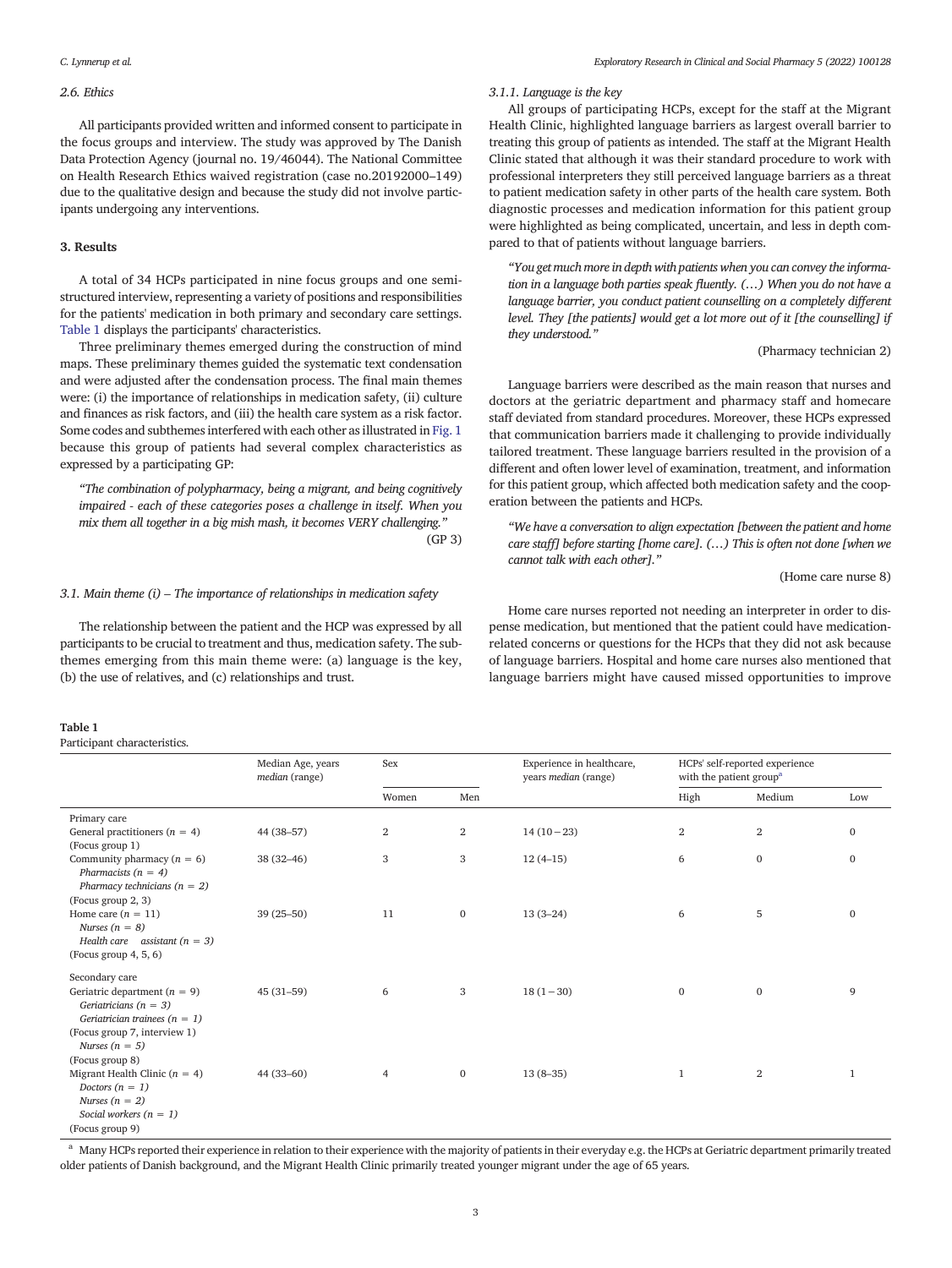### 2.6. Ethics

All participants provided written and informed consent to participate in the focus groups and interview. The study was approved by The Danish Data Protection Agency (journal no. 19/46044). The National Committee on Health Research Ethics waived registration (case no.20192000–149) due to the qualitative design and because the study did not involve participants undergoing any interventions.

## 3. Results

A total of 34 HCPs participated in nine focus groups and one semi-structured interview, representing a variety of positions and responsibilities for the patients' medication in both primary and secondary care settings. Table 1 displays the participants' characteristics.

Three preliminary themes emerged during the construction of mind maps. These preliminary themes guided the systematic text condensation and were adjusted after the condensation process. The final main themes were: (i) the importance of relationships in medication safety, (ii) culture and finances as risk factors, and (iii) the health care system as a risk factor. Some codes and subthemes interfered with each other as illustrated in Fig. 1 because this group of patients had several complex characteristics as expressed by a participating GP:

> *"The combination of polypharmacy, being a migrant, and being cognitively impaired - each of these categories poses a challenge in itself. When you mix them all together in a big mish mash, it becomes VERY challenging."*
>
> (GP 3)

### 3.1. Main theme (i) – The importance of relationships in medication safety

The relationship between the patient and the HCP was expressed by all participants to be crucial to treatment and thus, medication safety. The subthemes emerging from this main theme were: (a) language is the key, (b) the use of relatives, and (c) relationships and trust.

#### 3.1.1. Language is the key

All groups of participating HCPs, except for the staff at the Migrant Health Clinic, highlighted language barriers as largest overall barrier to treating this group of patients as intended. The staff at the Migrant Health Clinic stated that although it was their standard procedure to work with professional interpreters they still perceived language barriers as a threat to patient medication safety in other parts of the health care system. Both diagnostic processes and medication information for this patient group were highlighted as being complicated, uncertain, and less in depth compared to that of patients without language barriers.

> *"You get much more in depth with patients when you can convey the information in a language both parties speak fluently. (…) When you do not have a language barrier, you conduct patient counselling on a completely different level. They [the patients] would get a lot more out of it [the counselling] if they understood."*
>
> (Pharmacy technician 2)

Language barriers were described as the main reason that nurses and doctors at the geriatric department and pharmacy staff and homecare staff deviated from standard procedures. Moreover, these HCPs expressed that communication barriers made it challenging to provide individually tailored treatment. These language barriers resulted in the provision of a different and often lower level of examination, treatment, and information for this patient group, which affected both medication safety and the cooperation between the patients and HCPs.

> *"We have a conversation to align expectation [between the patient and home care staff] before starting [home care]. (…) This is often not done [when we cannot talk with each other]."*
>
> (Home care nurse 8)

Home care nurses reported not needing an interpreter in order to dispense medication, but mentioned that the patient could have medication-related concerns or questions for the HCPs that they did not ask because of language barriers. Hospital and home care nurses also mentioned that language barriers might have caused missed opportunities to improve

**Table 1**
Participant characteristics.

| | Median Age, years *median* (range) | Sex | | Experience in healthcare, years *median* (range) | HCPs' self-reported experience with the patient group[a] | | |
|---|---|---|---|---|---|---|---|
| | | Women | Men | | High | Medium | Low |
| **Primary care** | | | | | | | |
| General practitioners ($n = 4$) (Focus group 1) | 44 (38–57) | 2 | 2 | 14 (10 – 23) | 2 | 2 | 0 |
| Community pharmacy ($n = 6$) *Pharmacists ($n = 4$)* *Pharmacy technicians ($n = 2$)* (Focus group 2, 3) | 38 (32–46) | 3 | 3 | 12 (4–15) | 6 | 0 | 0 |
| Home care ($n = 11$) *Nurses ($n = 8$)* *Health care assistant ($n = 3$)* (Focus group 4, 5, 6) | 39 (25–50) | 11 | 0 | 13 (3–24) | 6 | 5 | 0 |
| **Secondary care** | | | | | | | |
| Geriatric department ($n = 9$) *Geriatricians ($n = 3$)* *Geriatrician trainees ($n = 1$)* (Focus group 7, interview 1) *Nurses ($n = 5$)* (Focus group 8) | 45 (31–59) | 6 | 3 | 18 (1 – 30) | 0 | 0 | 9 |
| Migrant Health Clinic ($n = 4$) *Doctors ($n = 1$)* *Nurses ($n = 2$)* *Social workers ($n = 1$)* (Focus group 9) | 44 (33–60) | 4 | 0 | 13 (8–35) | 1 | 2 | 1 |

[a] Many HCPs reported their experience in relation to their experience with the majority of patients in their everyday e.g. the HCPs at Geriatric department primarily treated older patients of Danish background, and the Migrant Health Clinic primarily treated younger migrant under the age of 65 years.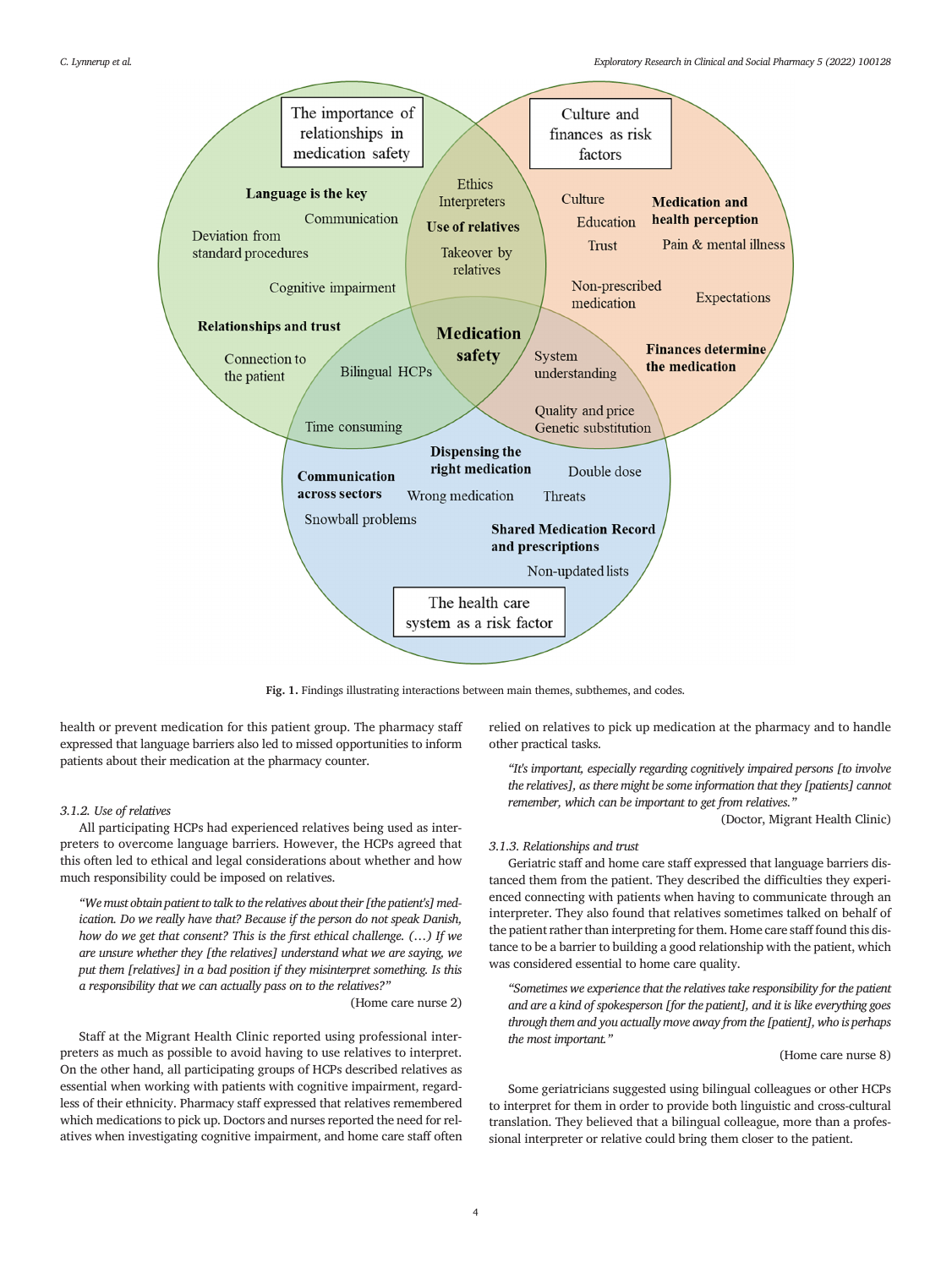Fig. 1. Findings illustrating interactions between main themes, subthemes, and codes.

health or prevent medication for this patient group. The pharmacy staff expressed that language barriers also led to missed opportunities to inform patients about their medication at the pharmacy counter.

#### 3.1.2. Use of relatives

All participating HCPs had experienced relatives being used as interpreters to overcome language barriers. However, the HCPs agreed that this often led to ethical and legal considerations about whether and how much responsibility could be imposed on relatives.

> *"We must obtain patient to talk to the relatives about their [the patient's] medication. Do we really have that? Because if the person do not speak Danish, how do we get that consent? This is the first ethical challenge. (…) If we are unsure whether they [the relatives] understand what we are saying, we put them [relatives] in a bad position if they misinterpret something. Is this a responsibility that we can actually pass on to the relatives?"*
>
> (Home care nurse 2)

Staff at the Migrant Health Clinic reported using professional interpreters as much as possible to avoid having to use relatives to interpret. On the other hand, all participating groups of HCPs described relatives as essential when working with patients with cognitive impairment, regardless of their ethnicity. Pharmacy staff expressed that relatives remembered which medications to pick up. Doctors and nurses reported the need for relatives when investigating cognitive impairment, and home care staff often relied on relatives to pick up medication at the pharmacy and to handle other practical tasks.

> *"It's important, especially regarding cognitively impaired persons [to involve the relatives], as there might be some information that they [patients] cannot remember, which can be important to get from relatives."*
>
> (Doctor, Migrant Health Clinic)

#### 3.1.3. Relationships and trust

Geriatric staff and home care staff expressed that language barriers distanced them from the patient. They described the difficulties they experienced connecting with patients when having to communicate through an interpreter. They also found that relatives sometimes talked on behalf of the patient rather than interpreting for them. Home care staff found this distance to be a barrier to building a good relationship with the patient, which was considered essential to home care quality.

> *"Sometimes we experience that the relatives take responsibility for the patient and are a kind of spokesperson [for the patient], and it is like everything goes through them and you actually move away from the [patient], who is perhaps the most important."*
>
> (Home care nurse 8)

Some geriatricians suggested using bilingual colleagues or other HCPs to interpret for them in order to provide both linguistic and cross-cultural translation. They believed that a bilingual colleague, more than a professional interpreter or relative could bring them closer to the patient.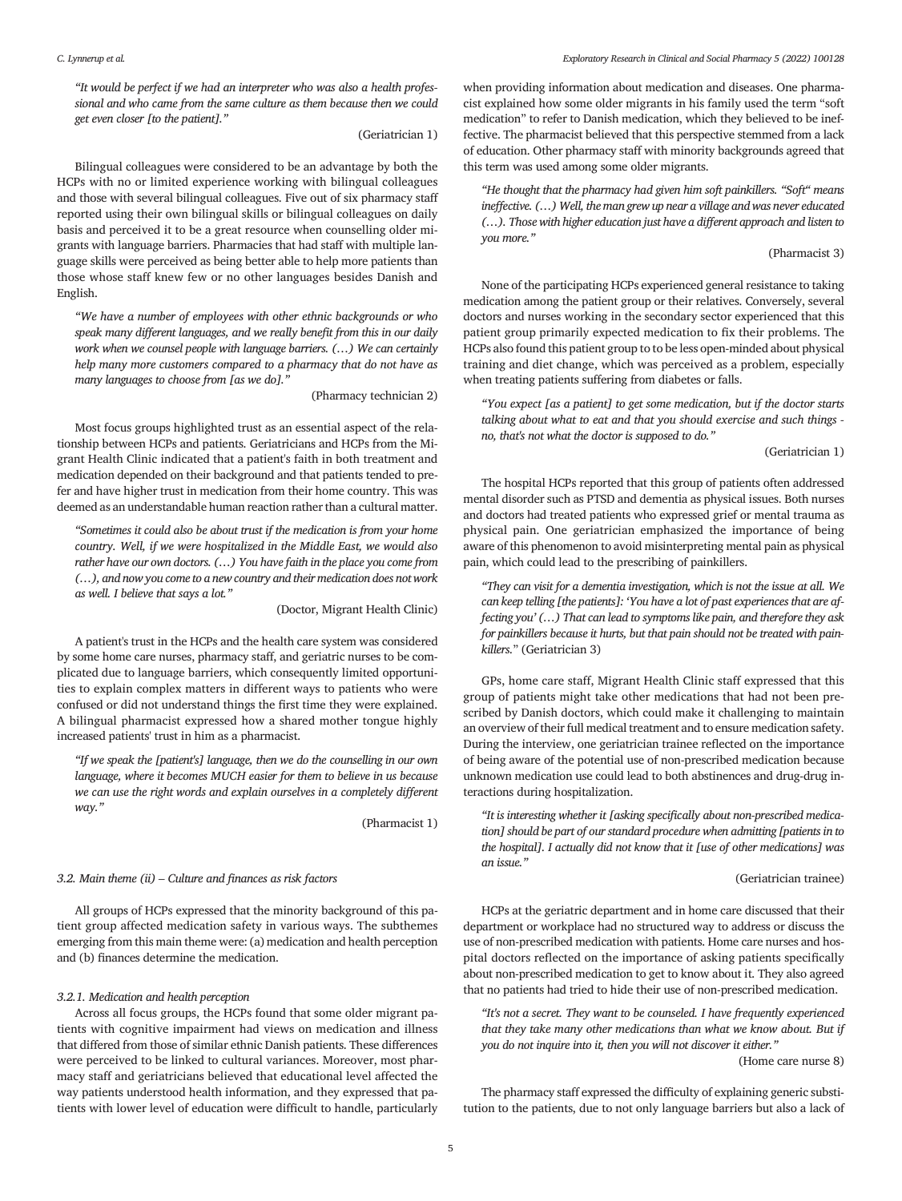*"It would be perfect if we had an interpreter who was also a health professional and who came from the same culture as them because then we could get even closer [to the patient]."*

(Geriatrician 1)

Bilingual colleagues were considered to be an advantage by both the HCPs with no or limited experience working with bilingual colleagues and those with several bilingual colleagues. Five out of six pharmacy staff reported using their own bilingual skills or bilingual colleagues on daily basis and perceived it to be a great resource when counselling older migrants with language barriers. Pharmacies that had staff with multiple language skills were perceived as being better able to help more patients than those whose staff knew few or no other languages besides Danish and English.

*"We have a number of employees with other ethnic backgrounds or who speak many different languages, and we really benefit from this in our daily work when we counsel people with language barriers. (…) We can certainly help many more customers compared to a pharmacy that do not have as many languages to choose from [as we do]."*

(Pharmacy technician 2)

Most focus groups highlighted trust as an essential aspect of the relationship between HCPs and patients. Geriatricians and HCPs from the Migrant Health Clinic indicated that a patient's faith in both treatment and medication depended on their background and that patients tended to prefer and have higher trust in medication from their home country. This was deemed as an understandable human reaction rather than a cultural matter.

*"Sometimes it could also be about trust if the medication is from your home country. Well, if we were hospitalized in the Middle East, we would also rather have our own doctors. (…) You have faith in the place you come from (…), and now you come to a new country and their medication does not work as well. I believe that says a lot."*

(Doctor, Migrant Health Clinic)

A patient's trust in the HCPs and the health care system was considered by some home care nurses, pharmacy staff, and geriatric nurses to be complicated due to language barriers, which consequently limited opportunities to explain complex matters in different ways to patients who were confused or did not understand things the first time they were explained. A bilingual pharmacist expressed how a shared mother tongue highly increased patients' trust in him as a pharmacist.

*"If we speak the [patient's] language, then we do the counselling in our own language, where it becomes MUCH easier for them to believe in us because we can use the right words and explain ourselves in a completely different way."*

(Pharmacist 1)

### 3.2. Main theme (ii) – Culture and finances as risk factors

All groups of HCPs expressed that the minority background of this patient group affected medication safety in various ways. The subthemes emerging from this main theme were: (a) medication and health perception and (b) finances determine the medication.

#### 3.2.1. Medication and health perception

Across all focus groups, the HCPs found that some older migrant patients with cognitive impairment had views on medication and illness that differed from those of similar ethnic Danish patients. These differences were perceived to be linked to cultural variances. Moreover, most pharmacy staff and geriatricians believed that educational level affected the way patients understood health information, and they expressed that patients with lower level of education were difficult to handle, particularly when providing information about medication and diseases. One pharmacist explained how some older migrants in his family used the term "soft medication" to refer to Danish medication, which they believed to be ineffective. The pharmacist believed that this perspective stemmed from a lack of education. Other pharmacy staff with minority backgrounds agreed that this term was used among some older migrants.

*"He thought that the pharmacy had given him soft painkillers. "Soft" means ineffective. (…) Well, the man grew up near a village and was never educated (…). Those with higher education just have a different approach and listen to you more."*

(Pharmacist 3)

None of the participating HCPs experienced general resistance to taking medication among the patient group or their relatives. Conversely, several doctors and nurses working in the secondary sector experienced that this patient group primarily expected medication to fix their problems. The HCPs also found this patient group to to be less open-minded about physical training and diet change, which was perceived as a problem, especially when treating patients suffering from diabetes or falls.

*"You expect [as a patient] to get some medication, but if the doctor starts talking about what to eat and that you should exercise and such things - no, that's not what the doctor is supposed to do."*

(Geriatrician 1)

The hospital HCPs reported that this group of patients often addressed mental disorder such as PTSD and dementia as physical issues. Both nurses and doctors had treated patients who expressed grief or mental trauma as physical pain. One geriatrician emphasized the importance of being aware of this phenomenon to avoid misinterpreting mental pain as physical pain, which could lead to the prescribing of painkillers.

*"They can visit for a dementia investigation, which is not the issue at all. We can keep telling [the patients]: 'You have a lot of past experiences that are affecting you' (…) That can lead to symptoms like pain, and therefore they ask for painkillers because it hurts, but that pain should not be treated with painkillers."* (Geriatrician 3)

GPs, home care staff, Migrant Health Clinic staff expressed that this group of patients might take other medications that had not been prescribed by Danish doctors, which could make it challenging to maintain an overview of their full medical treatment and to ensure medication safety. During the interview, one geriatrician trainee reflected on the importance of being aware of the potential use of non-prescribed medication because unknown medication use could lead to both abstinences and drug-drug interactions during hospitalization.

*"It is interesting whether it [asking specifically about non-prescribed medication] should be part of our standard procedure when admitting [patients in to the hospital]. I actually did not know that it [use of other medications] was an issue."*

(Geriatrician trainee)

HCPs at the geriatric department and in home care discussed that their department or workplace had no structured way to address or discuss the use of non-prescribed medication with patients. Home care nurses and hospital doctors reflected on the importance of asking patients specifically about non-prescribed medication to get to know about it. They also agreed that no patients had tried to hide their use of non-prescribed medication.

*"It's not a secret. They want to be counseled. I have frequently experienced that they take many other medications than what we know about. But if you do not inquire into it, then you will not discover it either."*

(Home care nurse 8)

The pharmacy staff expressed the difficulty of explaining generic substitution to the patients, due to not only language barriers but also a lack of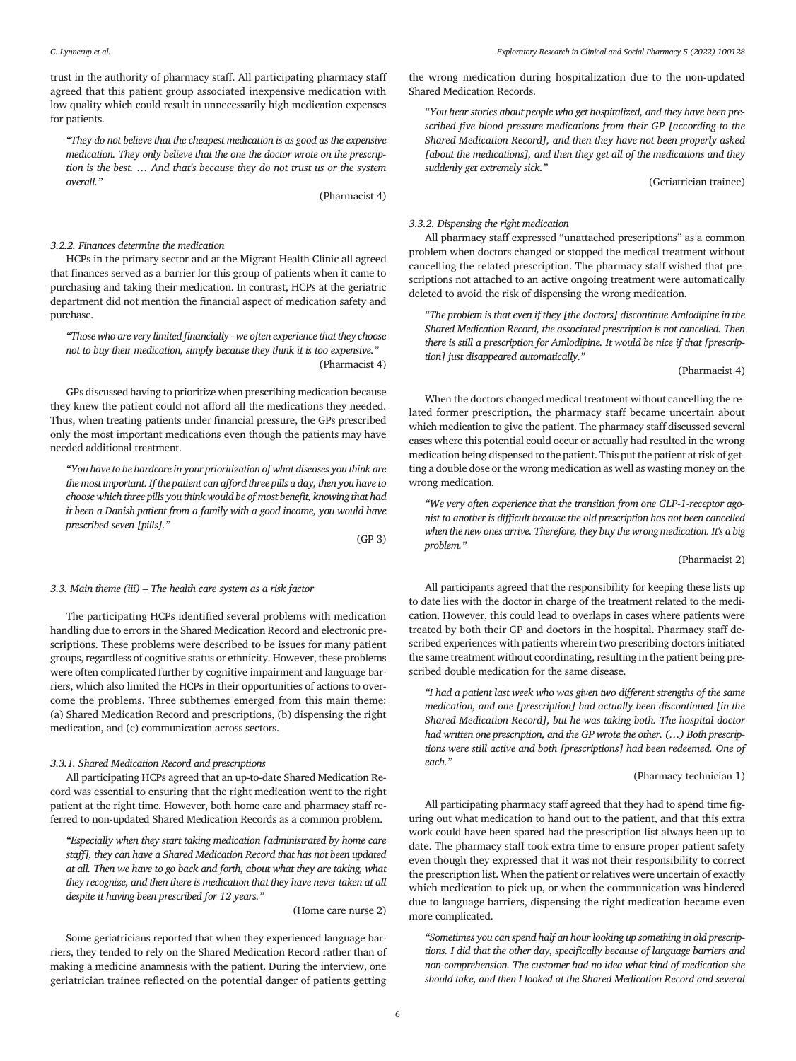trust in the authority of pharmacy staff. All participating pharmacy staff agreed that this patient group associated inexpensive medication with low quality which could result in unnecessarily high medication expenses for patients.

> *"They do not believe that the cheapest medication is as good as the expensive medication. They only believe that the one the doctor wrote on the prescription is the best. … And that's because they do not trust us or the system overall."*
>
> (Pharmacist 4)

#### 3.2.2. Finances determine the medication

HCPs in the primary sector and at the Migrant Health Clinic all agreed that finances served as a barrier for this group of patients when it came to purchasing and taking their medication. In contrast, HCPs at the geriatric department did not mention the financial aspect of medication safety and purchase.

> *"Those who are very limited financially - we often experience that they choose not to buy their medication, simply because they think it is too expensive."*
>
> (Pharmacist 4)

GPs discussed having to prioritize when prescribing medication because they knew the patient could not afford all the medications they needed. Thus, when treating patients under financial pressure, the GPs prescribed only the most important medications even though the patients may have needed additional treatment.

> *"You have to be hardcore in your prioritization of what diseases you think are the most important. If the patient can afford three pills a day, then you have to choose which three pills you think would be of most benefit, knowing that had it been a Danish patient from a family with a good income, you would have prescribed seven [pills]."*
>
> (GP 3)

### 3.3. Main theme (iii) – The health care system as a risk factor

The participating HCPs identified several problems with medication handling due to errors in the Shared Medication Record and electronic prescriptions. These problems were described to be issues for many patient groups, regardless of cognitive status or ethnicity. However, these problems were often complicated further by cognitive impairment and language barriers, which also limited the HCPs in their opportunities of actions to overcome the problems. Three subthemes emerged from this main theme: (a) Shared Medication Record and prescriptions, (b) dispensing the right medication, and (c) communication across sectors.

#### 3.3.1. Shared Medication Record and prescriptions

All participating HCPs agreed that an up-to-date Shared Medication Record was essential to ensuring that the right medication went to the right patient at the right time. However, both home care and pharmacy staff referred to non-updated Shared Medication Records as a common problem.

> *"Especially when they start taking medication [administrated by home care staff], they can have a Shared Medication Record that has not been updated at all. Then we have to go back and forth, about what they are taking, what they recognize, and then there is medication that they have never taken at all despite it having been prescribed for 12 years."*
>
> (Home care nurse 2)

Some geriatricians reported that when they experienced language barriers, they tended to rely on the Shared Medication Record rather than of making a medicine anamnesis with the patient. During the interview, one geriatrician trainee reflected on the potential danger of patients getting the wrong medication during hospitalization due to the non-updated Shared Medication Records.

> *"You hear stories about people who get hospitalized, and they have been prescribed five blood pressure medications from their GP [according to the Shared Medication Record], and then they have not been properly asked [about the medications], and then they get all of the medications and they suddenly get extremely sick."*
>
> (Geriatrician trainee)

#### 3.3.2. Dispensing the right medication

All pharmacy staff expressed "unattached prescriptions" as a common problem when doctors changed or stopped the medical treatment without cancelling the related prescription. The pharmacy staff wished that prescriptions not attached to an active ongoing treatment were automatically deleted to avoid the risk of dispensing the wrong medication.

> *"The problem is that even if they [the doctors] discontinue Amlodipine in the Shared Medication Record, the associated prescription is not cancelled. Then there is still a prescription for Amlodipine. It would be nice if that [prescription] just disappeared automatically."*
>
> (Pharmacist 4)

When the doctors changed medical treatment without cancelling the related former prescription, the pharmacy staff became uncertain about which medication to give the patient. The pharmacy staff discussed several cases where this potential could occur or actually had resulted in the wrong medication being dispensed to the patient. This put the patient at risk of getting a double dose or the wrong medication as well as wasting money on the wrong medication.

> *"We very often experience that the transition from one GLP-1-receptor agonist to another is difficult because the old prescription has not been cancelled when the new ones arrive. Therefore, they buy the wrong medication. It's a big problem."*
>
> (Pharmacist 2)

All participants agreed that the responsibility for keeping these lists up to date lies with the doctor in charge of the treatment related to the medication. However, this could lead to overlaps in cases where patients were treated by both their GP and doctors in the hospital. Pharmacy staff described experiences with patients wherein two prescribing doctors initiated the same treatment without coordinating, resulting in the patient being prescribed double medication for the same disease.

> *"I had a patient last week who was given two different strengths of the same medication, and one [prescription] had actually been discontinued [in the Shared Medication Record], but he was taking both. The hospital doctor had written one prescription, and the GP wrote the other. (…) Both prescriptions were still active and both [prescriptions] had been redeemed. One of each."*
>
> (Pharmacy technician 1)

All participating pharmacy staff agreed that they had to spend time figuring out what medication to hand out to the patient, and that this extra work could have been spared had the prescription list always been up to date. The pharmacy staff took extra time to ensure proper patient safety even though they expressed that it was not their responsibility to correct the prescription list. When the patient or relatives were uncertain of exactly which medication to pick up, or when the communication was hindered due to language barriers, dispensing the right medication became even more complicated.

> *"Sometimes you can spend half an hour looking up something in old prescriptions. I did that the other day, specifically because of language barriers and non-comprehension. The customer had no idea what kind of medication she should take, and then I looked at the Shared Medication Record and several*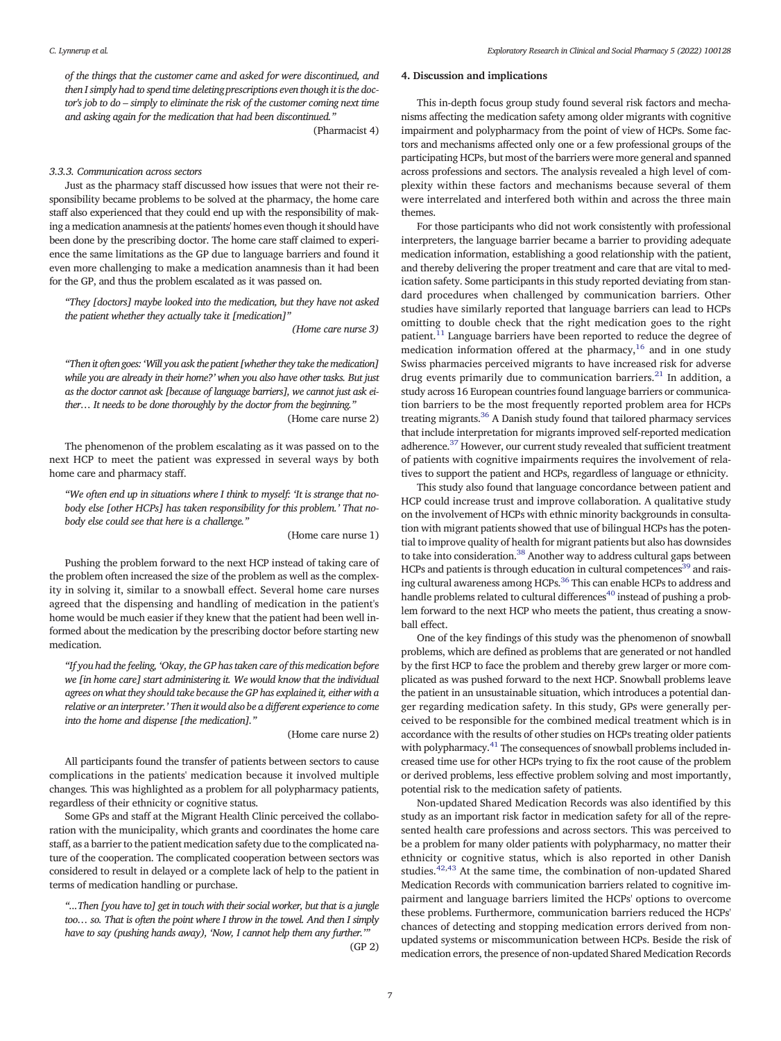*of the things that the customer came and asked for were discontinued, and then I simply had to spend time deleting prescriptions even though it is the doctor's job to do – simply to eliminate the risk of the customer coming next time and asking again for the medication that had been discontinued."*

(Pharmacist 4)

#### 3.3.3. Communication across sectors

Just as the pharmacy staff discussed how issues that were not their responsibility became problems to be solved at the pharmacy, the home care staff also experienced that they could end up with the responsibility of making a medication anamnesis at the patients' homes even though it should have been done by the prescribing doctor. The home care staff claimed to experience the same limitations as the GP due to language barriers and found it even more challenging to make a medication anamnesis than it had been for the GP, and thus the problem escalated as it was passed on.

*"They [doctors] maybe looked into the medication, but they have not asked the patient whether they actually take it [medication]"*

*(Home care nurse 3)*

*"Then it often goes: 'Will you ask the patient [whether they take the medication] while you are already in their home?' when you also have other tasks. But just as the doctor cannot ask [because of language barriers], we cannot just ask either… It needs to be done thoroughly by the doctor from the beginning."*

(Home care nurse 2)

The phenomenon of the problem escalating as it was passed on to the next HCP to meet the patient was expressed in several ways by both home care and pharmacy staff.

*"We often end up in situations where I think to myself: 'It is strange that nobody else [other HCPs] has taken responsibility for this problem.' That nobody else could see that here is a challenge."*

(Home care nurse 1)

Pushing the problem forward to the next HCP instead of taking care of the problem often increased the size of the problem as well as the complexity in solving it, similar to a snowball effect. Several home care nurses agreed that the dispensing and handling of medication in the patient's home would be much easier if they knew that the patient had been well informed about the medication by the prescribing doctor before starting new medication.

*"If you had the feeling, 'Okay, the GP has taken care of this medication before we [in home care] start administering it. We would know that the individual agrees on what they should take because the GP has explained it, either with a relative or an interpreter.' Then it would also be a different experience to come into the home and dispense [the medication]."*

(Home care nurse 2)

All participants found the transfer of patients between sectors to cause complications in the patients' medication because it involved multiple changes. This was highlighted as a problem for all polypharmacy patients, regardless of their ethnicity or cognitive status.

Some GPs and staff at the Migrant Health Clinic perceived the collaboration with the municipality, which grants and coordinates the home care staff, as a barrier to the patient medication safety due to the complicated nature of the cooperation. The complicated cooperation between sectors was considered to result in delayed or a complete lack of help to the patient in terms of medication handling or purchase.

*"…Then [you have to] get in touch with their social worker, but that is a jungle too… so. That is often the point where I throw in the towel. And then I simply have to say (pushing hands away), 'Now, I cannot help them any further.'"*

(GP 2)

## 4. Discussion and implications

This in-depth focus group study found several risk factors and mechanisms affecting the medication safety among older migrants with cognitive impairment and polypharmacy from the point of view of HCPs. Some factors and mechanisms affected only one or a few professional groups of the participating HCPs, but most of the barriers were more general and spanned across professions and sectors. The analysis revealed a high level of complexity within these factors and mechanisms because several of them were interrelated and interfered both within and across the three main themes.

For those participants who did not work consistently with professional interpreters, the language barrier became a barrier to providing adequate medication information, establishing a good relationship with the patient, and thereby delivering the proper treatment and care that are vital to medication safety. Some participants in this study reported deviating from standard procedures when challenged by communication barriers. Other studies have similarly reported that language barriers can lead to HCPs omitting to double check that the right medication goes to the right patient.[11] Language barriers have been reported to reduce the degree of medication information offered at the pharmacy,[16] and in one study Swiss pharmacies perceived migrants to have increased risk for adverse drug events primarily due to communication barriers.[21] In addition, a study across 16 European countries found language barriers or communication barriers to be the most frequently reported problem area for HCPs treating migrants.[36] A Danish study found that tailored pharmacy services that include interpretation for migrants improved self-reported medication adherence.[37] However, our current study revealed that sufficient treatment of patients with cognitive impairments requires the involvement of relatives to support the patient and HCPs, regardless of language or ethnicity.

This study also found that language concordance between patient and HCP could increase trust and improve collaboration. A qualitative study on the involvement of HCPs with ethnic minority backgrounds in consultation with migrant patients showed that use of bilingual HCPs has the potential to improve quality of health for migrant patients but also has downsides to take into consideration.[38] Another way to address cultural gaps between HCPs and patients is through education in cultural competences[39] and raising cultural awareness among HCPs.[36] This can enable HCPs to address and handle problems related to cultural differences[40] instead of pushing a problem forward to the next HCP who meets the patient, thus creating a snowball effect.

One of the key findings of this study was the phenomenon of snowball problems, which are defined as problems that are generated or not handled by the first HCP to face the problem and thereby grew larger or more complicated as was pushed forward to the next HCP. Snowball problems leave the patient in an unsustainable situation, which introduces a potential danger regarding medication safety. In this study, GPs were generally perceived to be responsible for the combined medical treatment which is in accordance with the results of other studies on HCPs treating older patients with polypharmacy.[41] The consequences of snowball problems included increased time use for other HCPs trying to fix the root cause of the problem or derived problems, less effective problem solving and most importantly, potential risk to the medication safety of patients.

Non-updated Shared Medication Records was also identified by this study as an important risk factor in medication safety for all of the represented health care professions and across sectors. This was perceived to be a problem for many older patients with polypharmacy, no matter their ethnicity or cognitive status, which is also reported in other Danish studies.[42,43] At the same time, the combination of non-updated Shared Medication Records with communication barriers related to cognitive impairment and language barriers limited the HCPs' options to overcome these problems. Furthermore, communication barriers reduced the HCPs' chances of detecting and stopping medication errors derived from non-updated systems or miscommunication between HCPs. Beside the risk of medication errors, the presence of non-updated Shared Medication Records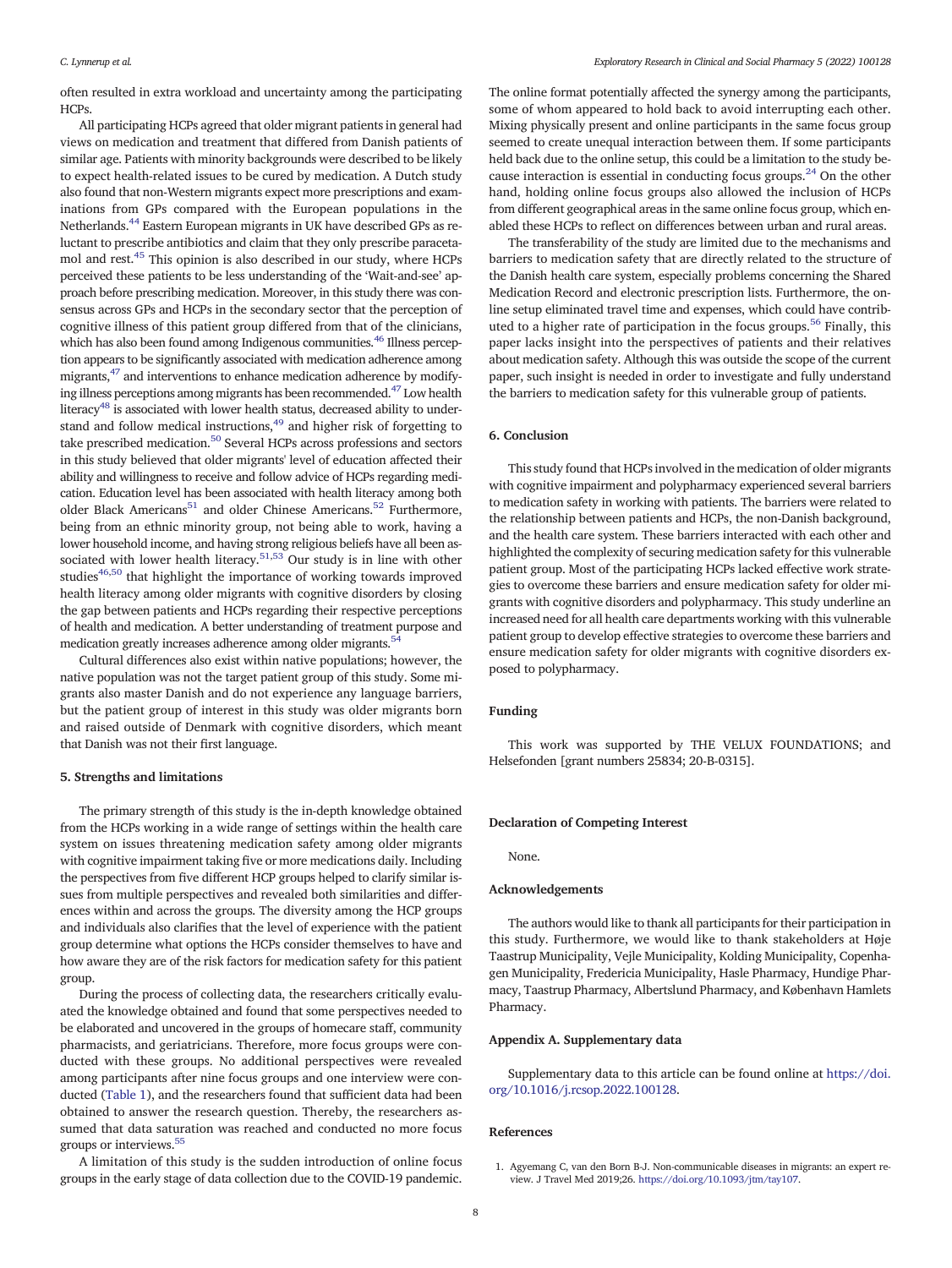often resulted in extra workload and uncertainty among the participating HCPs.

All participating HCPs agreed that older migrant patients in general had views on medication and treatment that differed from Danish patients of similar age. Patients with minority backgrounds were described to be likely to expect health-related issues to be cured by medication. A Dutch study also found that non-Western migrants expect more prescriptions and examinations from GPs compared with the European populations in the Netherlands.[44] Eastern European migrants in UK have described GPs as reluctant to prescribe antibiotics and claim that they only prescribe paracetamol and rest.[45] This opinion is also described in our study, where HCPs perceived these patients to be less understanding of the 'Wait-and-see' approach before prescribing medication. Moreover, in this study there was consensus across GPs and HCPs in the secondary sector that the perception of cognitive illness of this patient group differed from that of the clinicians, which has also been found among Indigenous communities.[46] Illness perception appears to be significantly associated with medication adherence among migrants,[47] and interventions to enhance medication adherence by modifying illness perceptions among migrants has been recommended.[47] Low health literacy[48] is associated with lower health status, decreased ability to understand and follow medical instructions,[49] and higher risk of forgetting to take prescribed medication.[50] Several HCPs across professions and sectors in this study believed that older migrants' level of education affected their ability and willingness to receive and follow advice of HCPs regarding medication. Education level has been associated with health literacy among both older Black Americans[51] and older Chinese Americans.[52] Furthermore, being from an ethnic minority group, not being able to work, having a lower household income, and having strong religious beliefs have all been associated with lower health literacy.[51,53] Our study is in line with other studies[46,50] that highlight the importance of working towards improved health literacy among older migrants with cognitive disorders by closing the gap between patients and HCPs regarding their respective perceptions of health and medication. A better understanding of treatment purpose and medication greatly increases adherence among older migrants.[54]

Cultural differences also exist within native populations; however, the native population was not the target patient group of this study. Some migrants also master Danish and do not experience any language barriers, but the patient group of interest in this study was older migrants born and raised outside of Denmark with cognitive disorders, which meant that Danish was not their first language.

## 5. Strengths and limitations

The primary strength of this study is the in-depth knowledge obtained from the HCPs working in a wide range of settings within the health care system on issues threatening medication safety among older migrants with cognitive impairment taking five or more medications daily. Including the perspectives from five different HCP groups helped to clarify similar issues from multiple perspectives and revealed both similarities and differences within and across the groups. The diversity among the HCP groups and individuals also clarifies that the level of experience with the patient group determine what options the HCPs consider themselves to have and how aware they are of the risk factors for medication safety for this patient group.

During the process of collecting data, the researchers critically evaluated the knowledge obtained and found that some perspectives needed to be elaborated and uncovered in the groups of homecare staff, community pharmacists, and geriatricians. Therefore, more focus groups were conducted with these groups. No additional perspectives were revealed among participants after nine focus groups and one interview were conducted (Table 1), and the researchers found that sufficient data had been obtained to answer the research question. Thereby, the researchers assumed that data saturation was reached and conducted no more focus groups or interviews.[55]

A limitation of this study is the sudden introduction of online focus groups in the early stage of data collection due to the COVID-19 pandemic. The online format potentially affected the synergy among the participants, some of whom appeared to hold back to avoid interrupting each other. Mixing physically present and online participants in the same focus group seemed to create unequal interaction between them. If some participants held back due to the online setup, this could be a limitation to the study because interaction is essential in conducting focus groups.[24] On the other hand, holding online focus groups also allowed the inclusion of HCPs from different geographical areas in the same online focus group, which enabled these HCPs to reflect on differences between urban and rural areas.

The transferability of the study are limited due to the mechanisms and barriers to medication safety that are directly related to the structure of the Danish health care system, especially problems concerning the Shared Medication Record and electronic prescription lists. Furthermore, the online setup eliminated travel time and expenses, which could have contributed to a higher rate of participation in the focus groups.[56] Finally, this paper lacks insight into the perspectives of patients and their relatives about medication safety. Although this was outside the scope of the current paper, such insight is needed in order to investigate and fully understand the barriers to medication safety for this vulnerable group of patients.

## 6. Conclusion

This study found that HCPs involved in the medication of older migrants with cognitive impairment and polypharmacy experienced several barriers to medication safety in working with patients. The barriers were related to the relationship between patients and HCPs, the non-Danish background, and the health care system. These barriers interacted with each other and highlighted the complexity of securing medication safety for this vulnerable patient group. Most of the participating HCPs lacked effective work strategies to overcome these barriers and ensure medication safety for older migrants with cognitive disorders and polypharmacy. This study underline an increased need for all health care departments working with this vulnerable patient group to develop effective strategies to overcome these barriers and ensure medication safety for older migrants with cognitive disorders exposed to polypharmacy.

## Funding

This work was supported by THE VELUX FOUNDATIONS; and Helsefonden [grant numbers 25834; 20-B-0315].

## Declaration of Competing Interest

None.

## Acknowledgements

The authors would like to thank all participants for their participation in this study. Furthermore, we would like to thank stakeholders at Høje Taastrup Municipality, Vejle Municipality, Kolding Municipality, Copenhagen Municipality, Fredericia Municipality, Hasle Pharmacy, Hundige Pharmacy, Taastrup Pharmacy, Albertslund Pharmacy, and København Hamlets Pharmacy.

## Appendix A. Supplementary data

Supplementary data to this article can be found online at https://doi.org/10.1016/j.rcsop.2022.100128.

## References

1. Agyemang C, van den Born B-J. Non-communicable diseases in migrants: an expert review. J Travel Med 2019;26. https://doi.org/10.1093/jtm/tay107.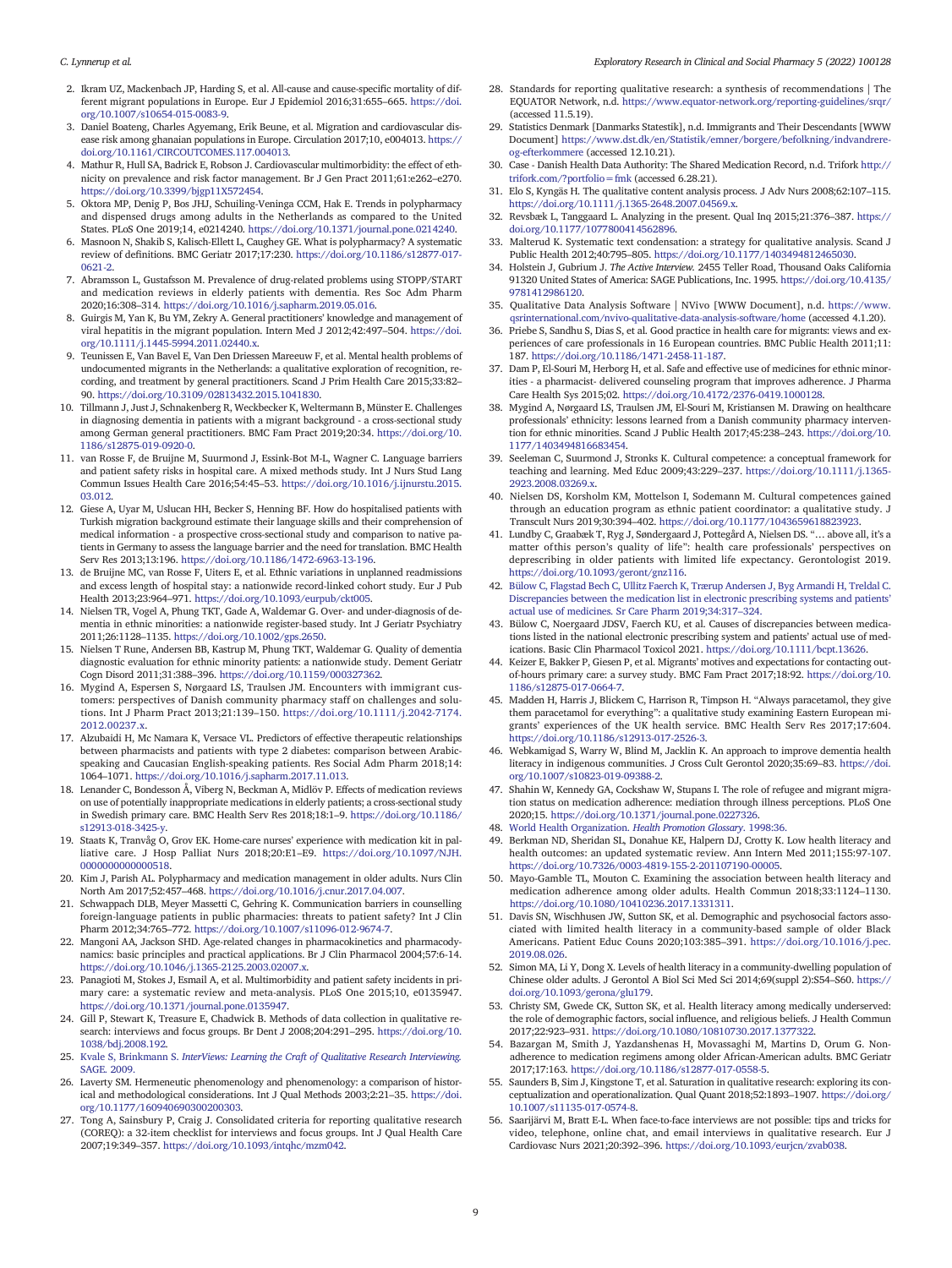2. Ikram UZ, Mackenbach JP, Harding S, et al. All-cause and cause-specific mortality of different migrant populations in Europe. Eur J Epidemiol 2016;31:655–665. https://doi.org/10.1007/s10654-015-0083-9.
3. Daniel Boateng, Charles Agyemang, Erik Beune, et al. Migration and cardiovascular disease risk among ghanaian populations in Europe. Circulation 2017;10, e004013. https://doi.org/10.1161/CIRCOUTCOMES.117.004013.
4. Mathur R, Hull SA, Badrick E, Robson J. Cardiovascular multimorbidity: the effect of ethnicity on prevalence and risk factor management. Br J Gen Pract 2011;61:e262–e270. https://doi.org/10.3399/bjgp11X572454.
5. Oktora MP, Denig P, Bos JHJ, Schuiling-Veninga CCM, Hak E. Trends in polypharmacy and dispensed drugs among adults in the Netherlands as compared to the United States. PLoS One 2019;14, e0214240. https://doi.org/10.1371/journal.pone.0214240.
6. Masnoon N, Shakib S, Kalisch-Ellett L, Caughey GE. What is polypharmacy? A systematic review of definitions. BMC Geriatr 2017;17:230. https://doi.org/10.1186/s12877-017-0621-2.
7. Abramsson L, Gustafsson M. Prevalence of drug-related problems using STOPP/START and medication reviews in elderly patients with dementia. Res Soc Adm Pharm 2020;16:308–314. https://doi.org/10.1016/j.sapharm.2019.05.016.
8. Guirgis M, Yan K, Bu YM, Zekry A. General practitioners' knowledge and management of viral hepatitis in the migrant population. Intern Med J 2012;42:497–504. https://doi.org/10.1111/j.1445-5994.2011.02440.x.
9. Teunissen E, Van Bavel E, Van Den Driessen Mareeuw F, et al. Mental health problems of undocumented migrants in the Netherlands: a qualitative exploration of recognition, recording, and treatment by general practitioners. Scand J Prim Health Care 2015;33:82–90. https://doi.org/10.3109/02813432.2015.1041830.
10. Tillmann J, Just J, Schnakenberg R, Weckbecker K, Weltermann B, Münster E. Challenges in diagnosing dementia in patients with a migrant background - a cross-sectional study among German general practitioners. BMC Fam Pract 2019;20:34. https://doi.org/10.1186/s12875-019-0920-0.
11. van Rosse F, de Bruijne M, Suurmond J, Essink-Bot M-L, Wagner C. Language barriers and patient safety risks in hospital care. A mixed methods study. Int J Nurs Stud Lang Commun Issues Health Care 2016;54:45–53. https://doi.org/10.1016/j.ijnurstu.2015.03.012.
12. Giese A, Uyar M, Uslucan HH, Becker S, Henning BF. How do hospitalised patients with Turkish migration background estimate their language skills and their comprehension of medical information - a prospective cross-sectional study and comparison to native patients in Germany to assess the language barrier and the need for translation. BMC Health Serv Res 2013;13:196. https://doi.org/10.1186/1472-6963-13-196.
13. de Bruijne MC, van Rosse F, Uiters E, et al. Ethnic variations in unplanned readmissions and excess length of hospital stay: a nationwide record-linked cohort study. Eur J Pub Health 2013;23:964–971. https://doi.org/10.1093/eurpub/ckt005.
14. Nielsen TR, Vogel A, Phung TKT, Gade A, Waldemar G. Over- and under-diagnosis of dementia in ethnic minorities: a nationwide register-based study. Int J Geriatr Psychiatry 2011;26:1128–1135. https://doi.org/10.1002/gps.2650.
15. Nielsen T Rune, Andersen BB, Kastrup M, Phung TKT, Waldemar G. Quality of dementia diagnostic evaluation for ethnic minority patients: a nationwide study. Dement Geriatr Cogn Disord 2011;31:388–396. https://doi.org/10.1159/000327362.
16. Mygind A, Espersen S, Nørgaard LS, Traulsen JM. Encounters with immigrant customers: perspectives of Danish community pharmacy staff on challenges and solutions. Int J Pharm Pract 2013;21:139–150. https://doi.org/10.1111/j.2042-7174.2012.00237.x.
17. Alzubaidi H, Mc Namara K, Versace VL. Predictors of effective therapeutic relationships between pharmacists and patients with type 2 diabetes: comparison between Arabic-speaking and Caucasian English-speaking patients. Res Social Adm Pharm 2018;14:1064–1071. https://doi.org/10.1016/j.sapharm.2017.11.013.
18. Lenander C, Bondesson Å, Viberg N, Beckman A, Midlöv P. Effects of medication reviews on use of potentially inappropriate medications in elderly patients; a cross-sectional study in Swedish primary care. BMC Health Serv Res 2018;18:1–9. https://doi.org/10.1186/s12913-018-3425-y.
19. Staats K, Tranvåg O, Grov EK. Home-care nurses' experience with medication kit in palliative care. J Hosp Palliat Nurs 2018;20:E1–E9. https://doi.org/10.1097/NJH.0000000000000518.
20. Kim J, Parish AL. Polypharmacy and medication management in older adults. Nurs Clin North Am 2017;52:457–468. https://doi.org/10.1016/j.cnur.2017.04.007.
21. Schwappach DLB, Meyer Massetti C, Gehring K. Communication barriers in counselling foreign-language patients in public pharmacies: threats to patient safety? Int J Clin Pharm 2012;34:765–772. https://doi.org/10.1007/s11096-012-9674-7.
22. Mangoni AA, Jackson SHD. Age-related changes in pharmacokinetics and pharmacodynamics: basic principles and practical applications. Br J Clin Pharmacol 2004;57:6-14. https://doi.org/10.1046/j.1365-2125.2003.02007.x.
23. Panagioti M, Stokes J, Esmail A, et al. Multimorbidity and patient safety incidents in primary care: a systematic review and meta-analysis. PLoS One 2015;10, e0135947. https://doi.org/10.1371/journal.pone.0135947.
24. Gill P, Stewart K, Treasure E, Chadwick B. Methods of data collection in qualitative research: interviews and focus groups. Br Dent J 2008;204:291–295. https://doi.org/10.1038/bdj.2008.192.
25. Kvale S, Brinkmann S. *InterViews: Learning the Craft of Qualitative Research Interviewing*. SAGE. 2009.
26. Laverty SM. Hermeneutic phenomenology and phenomenology: a comparison of historical and methodological considerations. Int J Qual Methods 2003;2:21–35. https://doi.org/10.1177/160940690300200303.
27. Tong A, Sainsbury P, Craig J. Consolidated criteria for reporting qualitative research (COREQ): a 32-item checklist for interviews and focus groups. Int J Qual Health Care 2007;19:349–357. https://doi.org/10.1093/intqhc/mzm042.
28. Standards for reporting qualitative research: a synthesis of recommendations | The EQUATOR Network, n.d. https://www.equator-network.org/reporting-guidelines/srqr/ (accessed 11.5.19).
29. Statistics Denmark [Danmarks Statestik], n.d. Immigrants and Their Descendents [WWW Document] https://www.dst.dk/en/Statistik/emner/borgere/befolkning/indvandrere-og-efterkommere (accessed 12.10.21).
30. Case - Danish Health Data Authority: The Shared Medication Record, n.d. Trifork http://trifork.com/?portfolio=fmk (accessed 6.28.21).
31. Elo S, Kyngäs H. The qualitative content analysis process. J Adv Nurs 2008;62:107–115. https://doi.org/10.1111/j.1365-2648.2007.04569.x.
32. Revsbæk L, Tanggaard L. Analyzing in the present. Qual Inq 2015;21:376–387. https://doi.org/10.1177/1077800414562896.
33. Malterud K. Systematic text condensation: a strategy for qualitative analysis. Scand J Public Health 2012;40:795–805. https://doi.org/10.1177/1403494812465030.
34. Holstein J, Gubrium J. *The Active Interview*. 2455 Teller Road, Thousand Oaks California 91320 United States of America: SAGE Publications, Inc. 1995. https://doi.org/10.4135/9781412986120.
35. Qualitative Data Analysis Software | NVivo [WWW Document], n.d. https://www.qsrinternational.com/nvivo-qualitative-data-analysis-software/home (accessed 4.1.20).
36. Priebe S, Sandhu S, Dias S, et al. Good practice in health care for migrants: views and experiences of care professionals in 16 European countries. BMC Public Health 2011;11:187. https://doi.org/10.1186/1471-2458-11-187.
37. Dam P, El-Souri M, Herborg H, et al. Safe and effective use of medicines for ethnic minorities - a pharmacist- delivered counseling program that improves adherence. J Pharma Care Health Sys 2015;02. https://doi.org/10.4172/2376-0419.1000128.
38. Mygind A, Nørgaard LS, Traulsen JM, El-Souri M, Kristiansen M. Drawing on healthcare professionals' ethnicity: lessons learned from a Danish community pharmacy intervention for ethnic minorities. Scand J Public Health 2017;45:238–243. https://doi.org/10.1177/1403494816683454.
39. Seeleman C, Suurmond J, Stronks K. Cultural competence: a conceptual framework for teaching and learning. Med Educ 2009;43:229–237. https://doi.org/10.1111/j.1365-2923.2008.03269.x.
40. Nielsen DS, Korsholm KM, Mottelson I, Sodemann M. Cultural competences gained through an education program as ethnic patient coordinator: a qualitative study. J Transcult Nurs 2019;30:394–402. https://doi.org/10.1177/1043659618823923.
41. Lundby C, Graabæk T, Ryg J, Søndergaard J, Pottegård A, Nielsen DS. "… above all, it's a matter ofthis person's quality of life": health care professionals' perspectives on deprescribing in older patients with limited life expectancy. Gerontologist 2019. https://doi.org/10.1093/geront/gnz116.
42. Bülow C, Flagstad Bech C, Ullitz Faerch K, Trærup Andersen J, Byg Armandi H, Treldal C. Discrepancies between the medication list in electronic prescribing systems and patients' actual use of medicines. Sr Care Pharm 2019;34:317–324.
43. Bülow C, Noergaard JDSV, Faerch KU, et al. Causes of discrepancies between medications listed in the national electronic prescribing system and patients' actual use of medications. Basic Clin Pharmacol Toxicol 2021. https://doi.org/10.1111/bcpt.13626.
44. Keizer E, Bakker P, Giesen P, et al. Migrants' motives and expectations for contacting out-of-hours primary care: a survey study. BMC Fam Pract 2017;18:92. https://doi.org/10.1186/s12875-017-0664-7.
45. Madden H, Harris J, Blickem C, Harrison R, Timpson H. "Always paracetamol, they give them paracetamol for everything": a qualitative study examining Eastern European migrants' experiences of the UK health service. BMC Health Serv Res 2017;17:604. https://doi.org/10.1186/s12913-017-2526-3.
46. Webkamigad S, Warry W, Blind M, Jacklin K. An approach to improve dementia health literacy in indigenous communities. J Cross Cult Gerontol 2020;35:69–83. https://doi.org/10.1007/s10823-019-09388-2.
47. Shahin W, Kennedy GA, Cockshaw W, Stupans I. The role of refugee and migrant migration status on medication adherence: mediation through illness perceptions. PLoS One 2020;15. https://doi.org/10.1371/journal.pone.0227326.
48. World Health Organization. *Health Promotion Glossary*. 1998:36.
49. Berkman ND, Sheridan SL, Donahue KE, Halpern DJ, Crotty K. Low health literacy and health outcomes: an updated systematic review. Ann Intern Med 2011;155:97-107. https://doi.org/10.7326/0003-4819-155-2-201107190-00005.
50. Mayo-Gamble TL, Mouton C. Examining the association between health literacy and medication adherence among older adults. Health Commun 2018;33:1124–1130. https://doi.org/10.1080/10410236.2017.1331311.
51. Davis SN, Wischhusen JW, Sutton SK, et al. Demographic and psychosocial factors associated with limited health literacy in a community-based sample of older Black Americans. Patient Educ Couns 2020;103:385–391. https://doi.org/10.1016/j.pec.2019.08.026.
52. Simon MA, Li Y, Dong X. Levels of health literacy in a community-dwelling population of Chinese older adults. J Gerontol A Biol Sci Med Sci 2014;69(suppl 2):S54–S60. https://doi.org/10.1093/gerona/glu179.
53. Christy SM, Gwede CK, Sutton SK, et al. Health literacy among medically underserved: the role of demographic factors, social influence, and religious beliefs. J Health Commun 2017;22:923–931. https://doi.org/10.1080/10810730.2017.1377322.
54. Bazargan M, Smith J, Yazdanshenas H, Movassaghi M, Martins D, Orum G. Non-adherence to medication regimens among older African-American adults. BMC Geriatr 2017;17:163. https://doi.org/10.1186/s12877-017-0558-5.
55. Saunders B, Sim J, Kingstone T, et al. Saturation in qualitative research: exploring its conceptualization and operationalization. Qual Quant 2018;52:1893–1907. https://doi.org/10.1007/s11135-017-0574-8.
56. Saarijärvi M, Bratt E-L. When face-to-face interviews are not possible: tips and tricks for video, telephone, online chat, and email interviews in qualitative research. Eur J Cardiovasc Nurs 2021;20:392–396. https://doi.org/10.1093/eurjcn/zvab038.